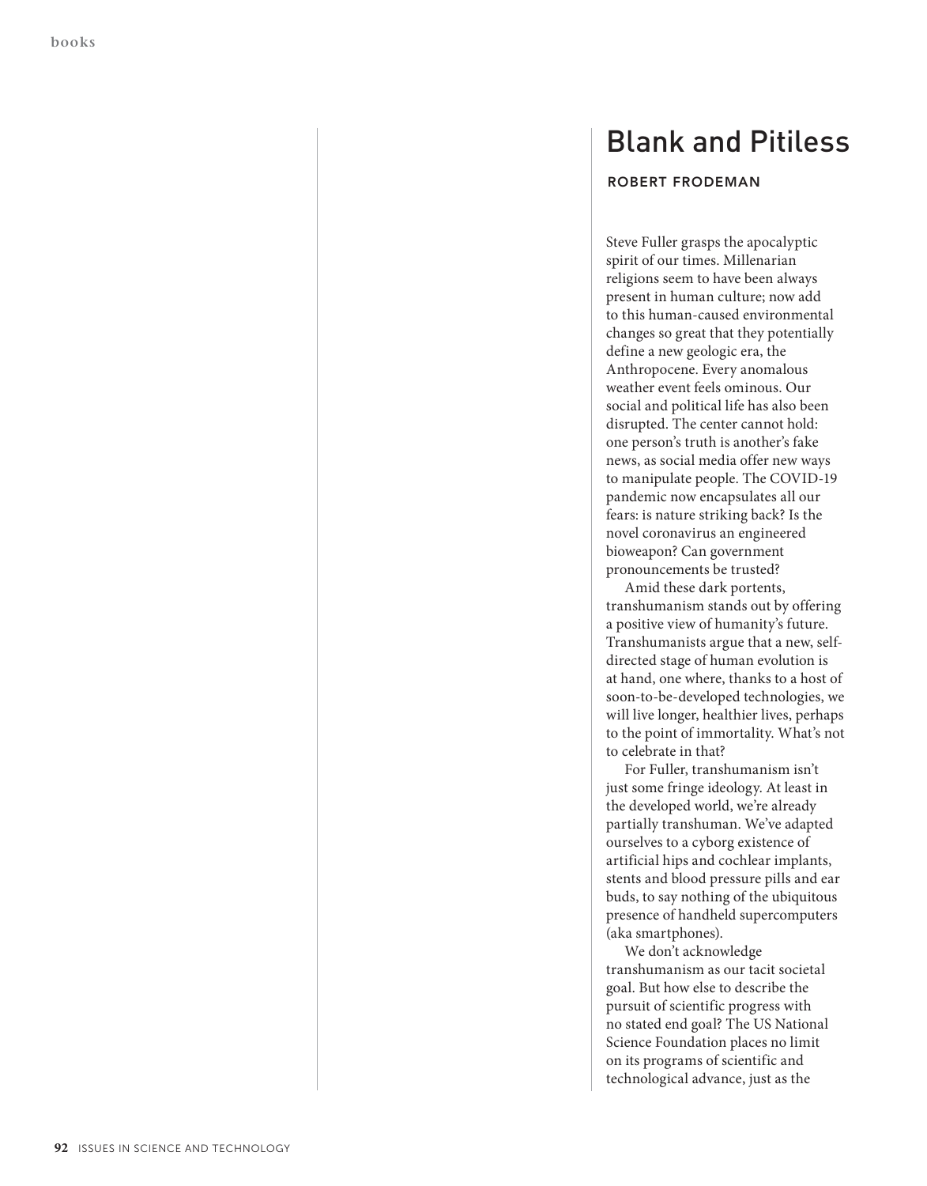# Blank and Pitiless

ROBERT FRODEMAN

Steve Fuller grasps the apocalyptic spirit of our times. Millenarian religions seem to have been always present in human culture; now add to this human-caused environmental changes so great that they potentially define a new geologic era, the Anthropocene. Every anomalous weather event feels ominous. Our social and political life has also been disrupted. The center cannot hold: one person's truth is another's fake news, as social media offer new ways to manipulate people. The COVID-19 pandemic now encapsulates all our fears: is nature striking back? Is the novel coronavirus an engineered bioweapon? Can government pronouncements be trusted?

Amid these dark portents, transhumanism stands out by offering a positive view of humanity's future. Transhumanists argue that a new, self-directed stage of human evolution is at hand, one where, thanks to a host of soon-to-be-developed technologies, we will live longer, healthier lives, perhaps to the point of immortality. What's not to celebrate in that?

For Fuller, transhumanism isn't just some fringe ideology. At least in the developed world, we're already partially transhuman. We've adapted ourselves to a cyborg existence of artificial hips and cochlear implants, stents and blood pressure pills and ear buds, to say nothing of the ubiquitous presence of handheld supercomputers (aka smartphones).

We don't acknowledge transhumanism as our tacit societal goal. But how else to describe the pursuit of scientific progress with no stated end goal? The US National Science Foundation places no limit on its programs of scientific and technological advance, just as the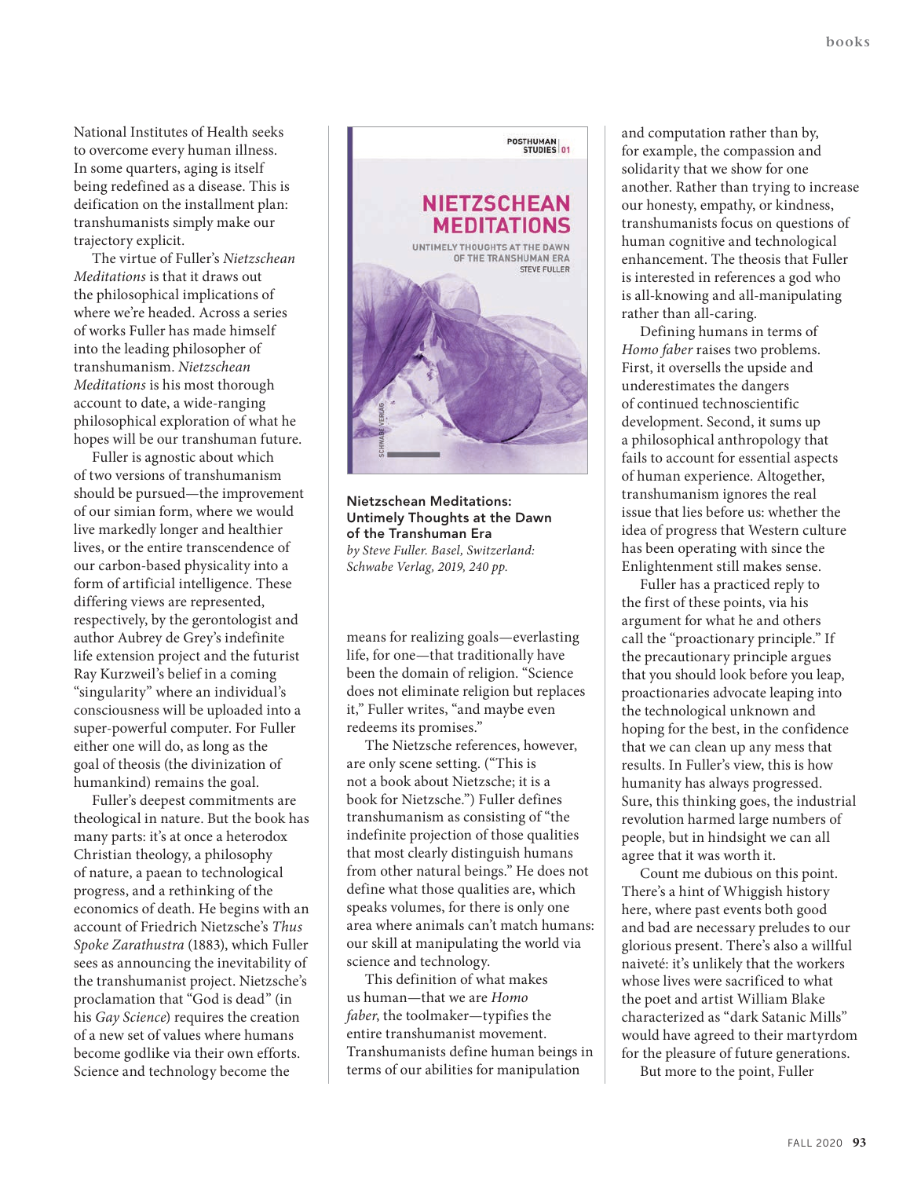National Institutes of Health seeks to overcome every human illness. In some quarters, aging is itself being redefined as a disease. This is deification on the installment plan: transhumanists simply make our trajectory explicit.

The virtue of Fuller's *Nietzschean Meditations* is that it draws out the philosophical implications of where we're headed. Across a series of works Fuller has made himself into the leading philosopher of transhumanism. *Nietzschean Meditations* is his most thorough account to date, a wide-ranging philosophical exploration of what he hopes will be our transhuman future.

Fuller is agnostic about which of two versions of transhumanism should be pursued—the improvement of our simian form, where we would live markedly longer and healthier lives, or the entire transcendence of our carbon-based physicality into a form of artificial intelligence. These differing views are represented, respectively, by the gerontologist and author Aubrey de Grey's indefinite life extension project and the futurist Ray Kurzweil's belief in a coming "singularity" where an individual's consciousness will be uploaded into a super-powerful computer. For Fuller either one will do, as long as the goal of theosis (the divinization of humankind) remains the goal.

Fuller's deepest commitments are theological in nature. But the book has many parts: it's at once a heterodox Christian theology, a philosophy of nature, a paean to technological progress, and a rethinking of the economics of death. He begins with an account of Friedrich Nietzsche's *Thus Spoke Zarathustra* (1883), which Fuller sees as announcing the inevitability of the transhumanist project. Nietzsche's proclamation that "God is dead" (in his *Gay Science*) requires the creation of a new set of values where humans become godlike via their own efforts. Science and technology become the means for realizing goals—everlasting life, for one—that traditionally have been the domain of religion. "Science does not eliminate religion but replaces it," Fuller writes, "and maybe even redeems its promises."

**Nietzschean Meditations: Untimely Thoughts at the Dawn of the Transhuman Era**
*by Steve Fuller. Basel, Switzerland: Schwabe Verlag, 2019, 240 pp.*

The Nietzsche references, however, are only scene setting. ("This is not a book about Nietzsche; it is a book for Nietzsche.") Fuller defines transhumanism as consisting of "the indefinite projection of those qualities that most clearly distinguish humans from other natural beings." He does not define what those qualities are, which speaks volumes, for there is only one area where animals can't match humans: our skill at manipulating the world via science and technology.

This definition of what makes us human—that we are *Homo faber*, the toolmaker—typifies the entire transhumanist movement. Transhumanists define human beings in terms of our abilities for manipulation and computation rather than by, for example, the compassion and solidarity that we show for one another. Rather than trying to increase our honesty, empathy, or kindness, transhumanists focus on questions of human cognitive and technological enhancement. The theosis that Fuller is interested in references a god who is all-knowing and all-manipulating rather than all-caring.

Defining humans in terms of *Homo faber* raises two problems. First, it oversells the upside and underestimates the dangers of continued technoscientific development. Second, it sums up a philosophical anthropology that fails to account for essential aspects of human experience. Altogether, transhumanism ignores the real issue that lies before us: whether the idea of progress that Western culture has been operating with since the Enlightenment still makes sense.

Fuller has a practiced reply to the first of these points, via his argument for what he and others call the "proactionary principle." If the precautionary principle argues that you should look before you leap, proactionaries advocate leaping into the technological unknown and hoping for the best, in the confidence that we can clean up any mess that results. In Fuller's view, this is how humanity has always progressed. Sure, this thinking goes, the industrial revolution harmed large numbers of people, but in hindsight we can all agree that it was worth it.

Count me dubious on this point. There's a hint of Whiggish history here, where past events both good and bad are necessary preludes to our glorious present. There's also a willful naiveté: it's unlikely that the workers whose lives were sacrificed to what the poet and artist William Blake characterized as "dark Satanic Mills" would have agreed to their martyrdom for the pleasure of future generations.

But more to the point, Fuller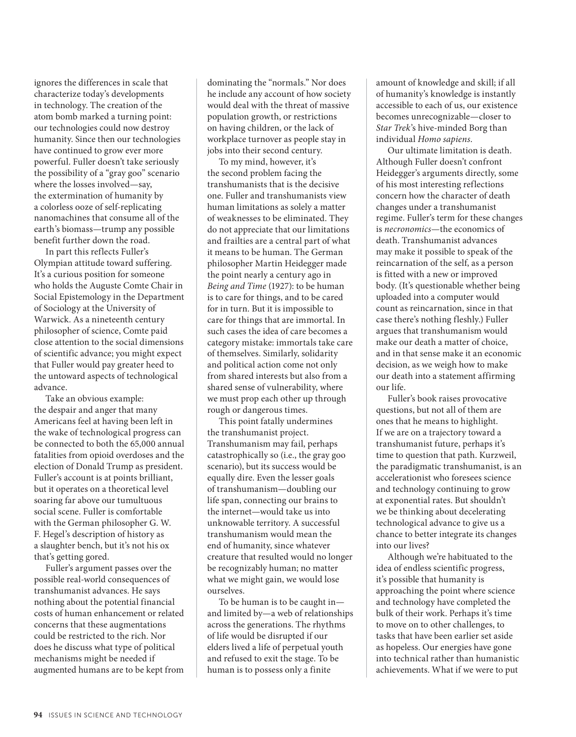ignores the differences in scale that characterize today's developments in technology. The creation of the atom bomb marked a turning point: our technologies could now destroy humanity. Since then our technologies have continued to grow ever more powerful. Fuller doesn't take seriously the possibility of a "gray goo" scenario where the losses involved—say, the extermination of humanity by a colorless ooze of self-replicating nanomachines that consume all of the earth's biomass—trump any possible benefit further down the road.

In part this reflects Fuller's Olympian attitude toward suffering. It's a curious position for someone who holds the Auguste Comte Chair in Social Epistemology in the Department of Sociology at the University of Warwick. As a nineteenth century philosopher of science, Comte paid close attention to the social dimensions of scientific advance; you might expect that Fuller would pay greater heed to the untoward aspects of technological advance.

Take an obvious example: the despair and anger that many Americans feel at having been left in the wake of technological progress can be connected to both the 65,000 annual fatalities from opioid overdoses and the election of Donald Trump as president. Fuller's account is at points brilliant, but it operates on a theoretical level soaring far above our tumultuous social scene. Fuller is comfortable with the German philosopher G. W. F. Hegel's description of history as a slaughter bench, but it's not his ox that's getting gored.

Fuller's argument passes over the possible real-world consequences of transhumanist advances. He says nothing about the potential financial costs of human enhancement or related concerns that these augmentations could be restricted to the rich. Nor does he discuss what type of political mechanisms might be needed if augmented humans are to be kept from dominating the "normals." Nor does he include any account of how society would deal with the threat of massive population growth, or restrictions on having children, or the lack of workplace turnover as people stay in jobs into their second century.

To my mind, however, it's the second problem facing the transhumanists that is the decisive one. Fuller and transhumanists view human limitations as solely a matter of weaknesses to be eliminated. They do not appreciate that our limitations and frailties are a central part of what it means to be human. The German philosopher Martin Heidegger made the point nearly a century ago in *Being and Time* (1927): to be human is to care for things, and to be cared for in turn. But it is impossible to care for things that are immortal. In such cases the idea of care becomes a category mistake: immortals take care of themselves. Similarly, solidarity and political action come not only from shared interests but also from a shared sense of vulnerability, where we must prop each other up through rough or dangerous times.

This point fatally undermines the transhumanist project. Transhumanism may fail, perhaps catastrophically so (i.e., the gray goo scenario), but its success would be equally dire. Even the lesser goals of transhumanism—doubling our life span, connecting our brains to the internet—would take us into unknowable territory. A successful transhumanism would mean the end of humanity, since whatever creature that resulted would no longer be recognizably human; no matter what we might gain, we would lose ourselves.

To be human is to be caught in—and limited by—a web of relationships across the generations. The rhythms of life would be disrupted if our elders lived a life of perpetual youth and refused to exit the stage. To be human is to possess only a finite amount of knowledge and skill; if all of humanity's knowledge is instantly accessible to each of us, our existence becomes unrecognizable—closer to *Star Trek*'s hive-minded Borg than individual *Homo sapiens*.

Our ultimate limitation is death. Although Fuller doesn't confront Heidegger's arguments directly, some of his most interesting reflections concern how the character of death changes under a transhumanist regime. Fuller's term for these changes is *necronomics*—the economics of death. Transhumanist advances may make it possible to speak of the reincarnation of the self, as a person is fitted with a new or improved body. (It's questionable whether being uploaded into a computer would count as reincarnation, since in that case there's nothing fleshly.) Fuller argues that transhumanism would make our death a matter of choice, and in that sense make it an economic decision, as we weigh how to make our death into a statement affirming our life.

Fuller's book raises provocative questions, but not all of them are ones that he means to highlight. If we are on a trajectory toward a transhumanist future, perhaps it's time to question that path. Kurzweil, the paradigmatic transhumanist, is an accelerationist who foresees science and technology continuing to grow at exponential rates. But shouldn't we be thinking about decelerating technological advance to give us a chance to better integrate its changes into our lives?

Although we're habituated to the idea of endless scientific progress, it's possible that humanity is approaching the point where science and technology have completed the bulk of their work. Perhaps it's time to move on to other challenges, to tasks that have been earlier set aside as hopeless. Our energies have gone into technical rather than humanistic achievements. What if we were to put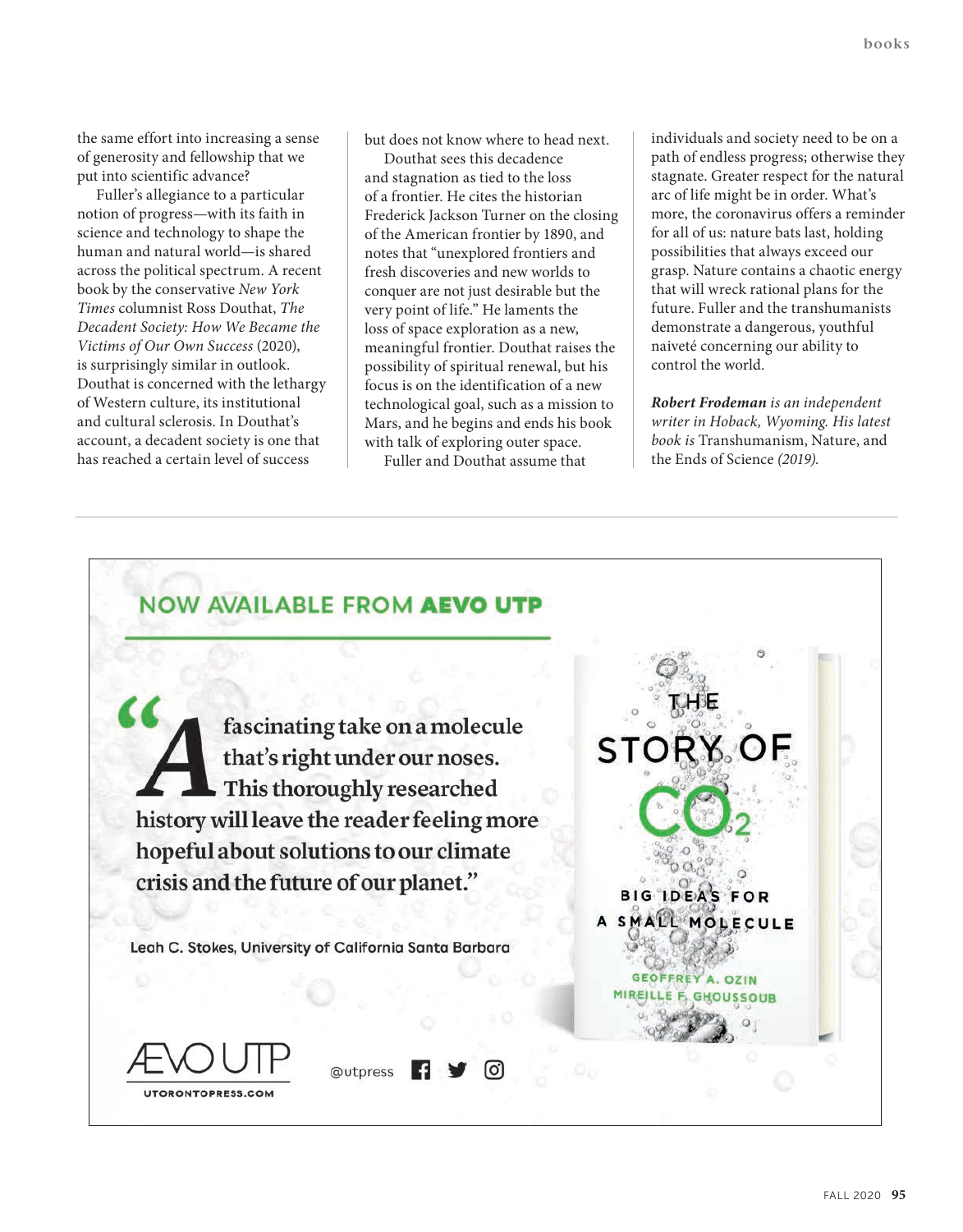the same effort into increasing a sense of generosity and fellowship that we put into scientific advance?

Fuller's allegiance to a particular notion of progress—with its faith in science and technology to shape the human and natural world—is shared across the political spectrum. A recent book by the conservative *New York Times* columnist Ross Douthat, *The Decadent Society: How We Became the Victims of Our Own Success* (2020), is surprisingly similar in outlook. Douthat is concerned with the lethargy of Western culture, its institutional and cultural sclerosis. In Douthat's account, a decadent society is one that has reached a certain level of success but does not know where to head next.

Douthat sees this decadence and stagnation as tied to the loss of a frontier. He cites the historian Frederick Jackson Turner on the closing of the American frontier by 1890, and notes that "unexplored frontiers and fresh discoveries and new worlds to conquer are not just desirable but the very point of life." He laments the loss of space exploration as a new, meaningful frontier. Douthat raises the possibility of spiritual renewal, but his focus is on the identification of a new technological goal, such as a mission to Mars, and he begins and ends his book with talk of exploring outer space.

Fuller and Douthat assume that individuals and society need to be on a path of endless progress; otherwise they stagnate. Greater respect for the natural arc of life might be in order. What's more, the coronavirus offers a reminder for all of us: nature bats last, holding possibilities that always exceed our grasp. Nature contains a chaotic energy that will wreck rational plans for the future. Fuller and the transhumanists demonstrate a dangerous, youthful naiveté concerning our ability to control the world.

***Robert Frodeman*** *is an independent writer in Hoback, Wyoming. His latest book is* Transhumanism, Nature, and the Ends of Science *(2019).*

---

NOW AVAILABLE FROM **AEVO UTP**

"A fascinating take on a molecule that's right under our noses. This thoroughly researched history will leave the reader feeling more hopeful about solutions to our climate crisis and the future of our planet."

Leah C. Stokes, University of California Santa Barbara

THE STORY OF $CO_2$

BIG IDEAS FOR A SMALL MOLECULE

GEOFFREY A. OZIN
MIREILLE F. GHOUSSOUB

ÆVO UTP

UTORONTOPRESS.COM

@utpress